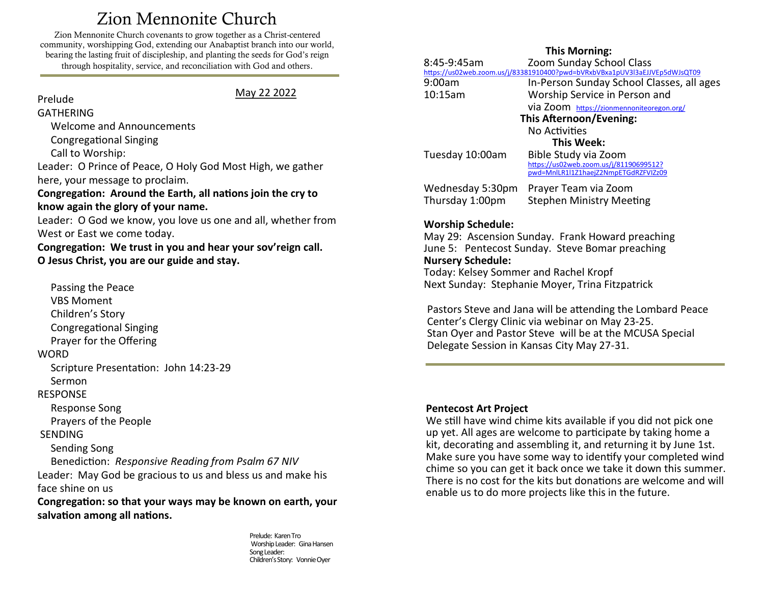# Zion Mennonite Church

Zion Mennonite Church covenants to grow together as a Christ-centered community, worshipping God, extending our Anabaptist branch into our world, bearing the lasting fruit of discipleship, and planting the seeds for God's reign through hospitality, service, and reconciliation with God and others.

May 22 2022

Prelude

GATHERING

- Welcome and Announcements
- Congregational Singing
- Call to Worship:

Leader: O Prince of Peace, O Holy God Most High, we gather here, your message to proclaim.

**Congregation: Around the Earth, all nations join the cry to know again the glory of your name.**

Leader: O God we know, you love us one and all, whether from West or East we come today.

**Congregation: We trust in you and hear your sov'reign call. O Jesus Christ, you are our guide and stay.**

- Passing the Peace
- VBS Moment
- Children's Story
- Congregational Singing
- Prayer for the Offering

WORD

- Scripture Presentation: John 14:23-29
- Sermon

RESPONSE

- Response Song
- Prayers of the People

SENDING

- Sending Song
- Benediction: *Responsive Reading from Psalm 67 NIV*

Leader: May God be gracious to us and bless us and make his face shine on us

**Congregation: so that your ways may be known on earth, your salvation among all nations.**

Prelude: Karen Tro
Worship Leader: Gina Hansen
Song Leader:
Children's Story: Vonnie Oyer

**This Morning:**

| | |
|---|---|
| 8:45-9:45am | Zoom Sunday School Class |
| https://us02web.zoom.us/j/83381910400?pwd=bVRxbVBxa1pUV3l3aEJJVEp5dWJsQT09 | |
| 9:00am | In-Person Sunday School Classes, all ages |
| 10:15am | Worship Service in Person and via Zoom https://zionmennoniteoregon.org/ |

**This Afternoon/Evening:**

No Activities

**This Week:**

| | |
|---|---|
| Tuesday 10:00am | Bible Study via Zoom https://us02web.zoom.us/j/81190699512?pwd=MnlLR1l1Z1haejZ2NmpETGdRZFVIZz09 |
| Wednesday 5:30pm | Prayer Team via Zoom |
| Thursday 1:00pm | Stephen Ministry Meeting |

**Worship Schedule:**

May 29: Ascension Sunday. Frank Howard preaching
June 5: Pentecost Sunday. Steve Bomar preaching

**Nursery Schedule:**

Today: Kelsey Sommer and Rachel Kropf
Next Sunday: Stephanie Moyer, Trina Fitzpatrick

Pastors Steve and Jana will be attending the Lombard Peace Center's Clergy Clinic via webinar on May 23-25.
Stan Oyer and Pastor Steve will be at the MCUSA Special Delegate Session in Kansas City May 27-31.

**Pentecost Art Project**

We still have wind chime kits available if you did not pick one up yet. All ages are welcome to participate by taking home a kit, decorating and assembling it, and returning it by June 1st. Make sure you have some way to identify your completed wind chime so you can get it back once we take it down this summer. There is no cost for the kits but donations are welcome and will enable us to do more projects like this in the future.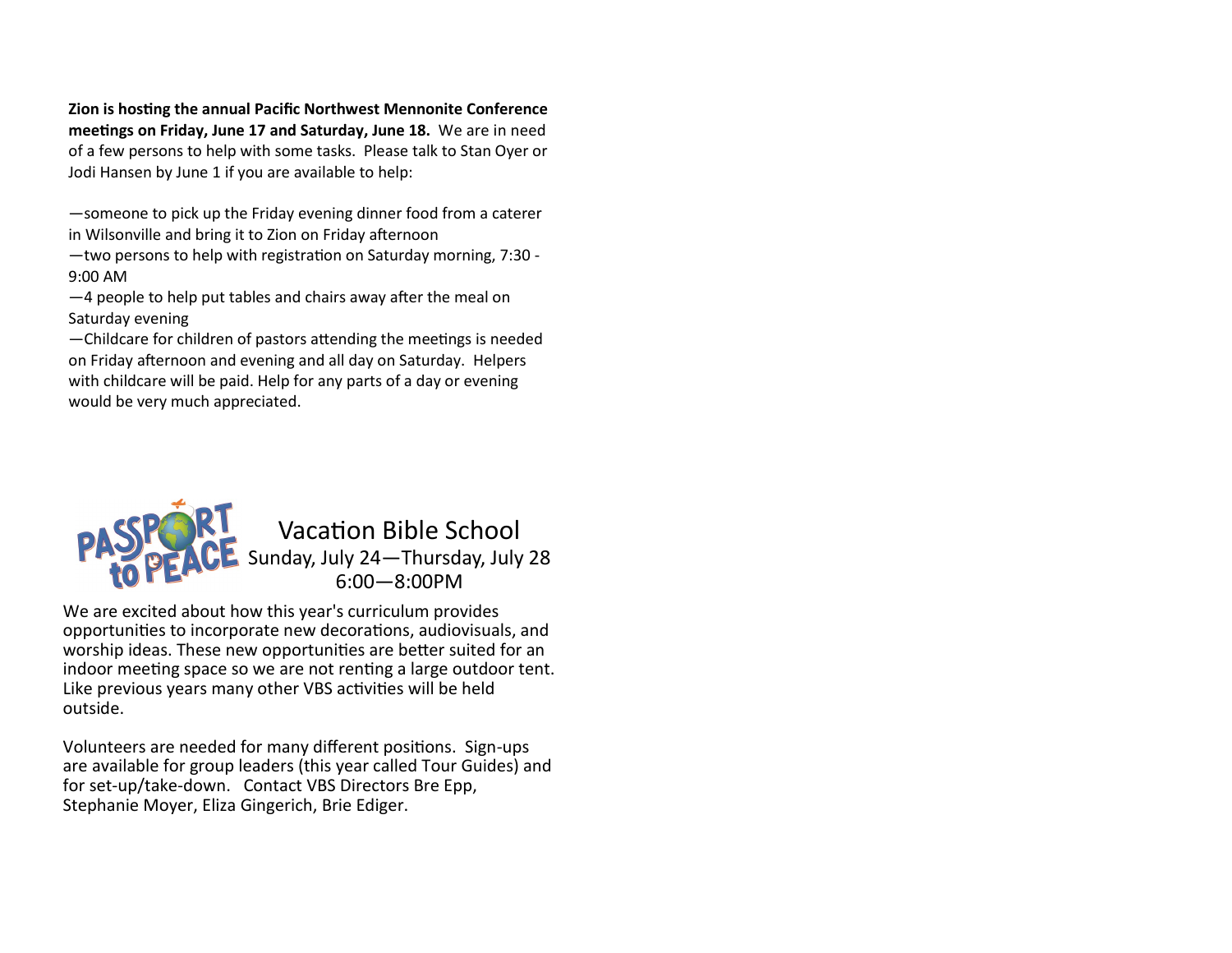**Zion is hosting the annual Pacific Northwest Mennonite Conference meetings on Friday, June 17 and Saturday, June 18.** We are in need of a few persons to help with some tasks. Please talk to Stan Oyer or Jodi Hansen by June 1 if you are available to help:

—someone to pick up the Friday evening dinner food from a caterer in Wilsonville and bring it to Zion on Friday afternoon

—two persons to help with registration on Saturday morning, 7:30 - 9:00 AM

—4 people to help put tables and chairs away after the meal on Saturday evening

—Childcare for children of pastors attending the meetings is needed on Friday afternoon and evening and all day on Saturday. Helpers with childcare will be paid. Help for any parts of a day or evening would be very much appreciated.

PASSPORT to PEACE

## Vacation Bible School

Sunday, July 24—Thursday, July 28

6:00—8:00PM

We are excited about how this year's curriculum provides opportunities to incorporate new decorations, audiovisuals, and worship ideas. These new opportunities are better suited for an indoor meeting space so we are not renting a large outdoor tent. Like previous years many other VBS activities will be held outside.

Volunteers are needed for many different positions. Sign-ups are available for group leaders (this year called Tour Guides) and for set-up/take-down. Contact VBS Directors Bre Epp, Stephanie Moyer, Eliza Gingerich, Brie Ediger.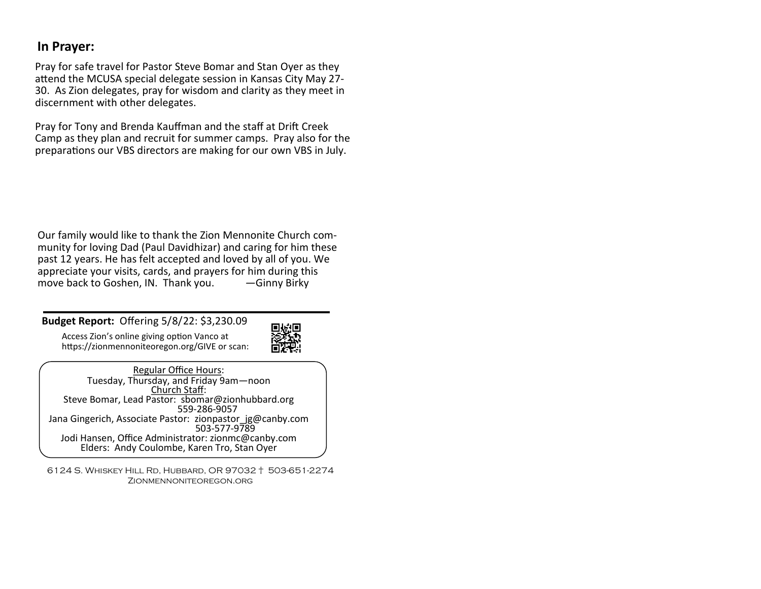## In Prayer:

Pray for safe travel for Pastor Steve Bomar and Stan Oyer as they attend the MCUSA special delegate session in Kansas City May 27-30. As Zion delegates, pray for wisdom and clarity as they meet in discernment with other delegates.

Pray for Tony and Brenda Kauffman and the staff at Drift Creek Camp as they plan and recruit for summer camps. Pray also for the preparations our VBS directors are making for our own VBS in July.

Our family would like to thank the Zion Mennonite Church community for loving Dad (Paul Davidhizar) and caring for him these past 12 years. He has felt accepted and loved by all of you. We appreciate your visits, cards, and prayers for him during this move back to Goshen, IN. Thank you. —Ginny Birky

---

**Budget Report:** Offering 5/8/22: $3,230.09

Access Zion's online giving option Vanco at https://zionmennoniteoregon.org/GIVE or scan:

Regular Office Hours:
Tuesday, Thursday, and Friday 9am—noon

Church Staff:
Steve Bomar, Lead Pastor: sbomar@zionhubbard.org
559-286-9057
Jana Gingerich, Associate Pastor: zionpastor_jg@canby.com
503-577-9789
Jodi Hansen, Office Administrator: zionmc@canby.com
Elders: Andy Coulombe, Karen Tro, Stan Oyer

6124 S. Whiskey Hill Rd, Hubbard, OR 97032 † 503-651-2274
Zionmennoniteoregon.org